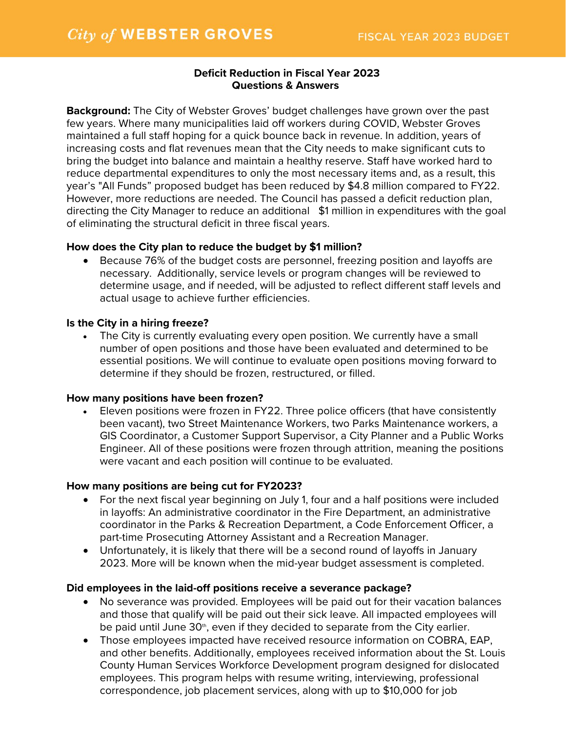# Deficit Reduction in Fiscal Year 2023
## Questions & Answers

**Background:** The City of Webster Groves' budget challenges have grown over the past few years. Where many municipalities laid off workers during COVID, Webster Groves maintained a full staff hoping for a quick bounce back in revenue. In addition, years of increasing costs and flat revenues mean that the City needs to make significant cuts to bring the budget into balance and maintain a healthy reserve. Staff have worked hard to reduce departmental expenditures to only the most necessary items and, as a result, this year's "All Funds" proposed budget has been reduced by $4.8 million compared to FY22. However, more reductions are needed. The Council has passed a deficit reduction plan, directing the City Manager to reduce an additional $1 million in expenditures with the goal of eliminating the structural deficit in three fiscal years.

**How does the City plan to reduce the budget by $1 million?**

- Because 76% of the budget costs are personnel, freezing position and layoffs are necessary. Additionally, service levels or program changes will be reviewed to determine usage, and if needed, will be adjusted to reflect different staff levels and actual usage to achieve further efficiencies.

**Is the City in a hiring freeze?**

- The City is currently evaluating every open position. We currently have a small number of open positions and those have been evaluated and determined to be essential positions. We will continue to evaluate open positions moving forward to determine if they should be frozen, restructured, or filled.

**How many positions have been frozen?**

- Eleven positions were frozen in FY22. Three police officers (that have consistently been vacant), two Street Maintenance Workers, two Parks Maintenance workers, a GIS Coordinator, a Customer Support Supervisor, a City Planner and a Public Works Engineer. All of these positions were frozen through attrition, meaning the positions were vacant and each position will continue to be evaluated.

**How many positions are being cut for FY2023?**

- For the next fiscal year beginning on July 1, four and a half positions were included in layoffs: An administrative coordinator in the Fire Department, an administrative coordinator in the Parks & Recreation Department, a Code Enforcement Officer, a part-time Prosecuting Attorney Assistant and a Recreation Manager.
- Unfortunately, it is likely that there will be a second round of layoffs in January 2023. More will be known when the mid-year budget assessment is completed.

**Did employees in the laid-off positions receive a severance package?**

- No severance was provided. Employees will be paid out for their vacation balances and those that qualify will be paid out their sick leave. All impacted employees will be paid until June 30th, even if they decided to separate from the City earlier.
- Those employees impacted have received resource information on COBRA, EAP, and other benefits. Additionally, employees received information about the St. Louis County Human Services Workforce Development program designed for dislocated employees. This program helps with resume writing, interviewing, professional correspondence, job placement services, along with up to $10,000 for job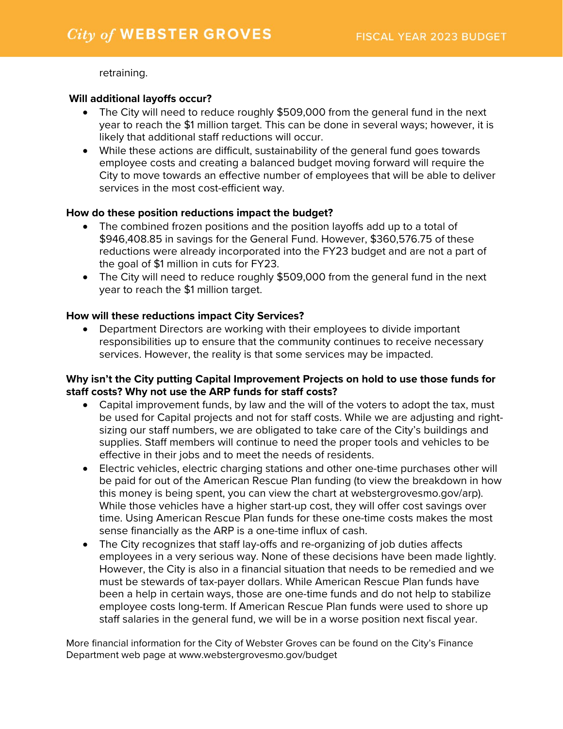retraining.

**Will additional layoffs occur?**

- The City will need to reduce roughly $509,000 from the general fund in the next year to reach the $1 million target. This can be done in several ways; however, it is likely that additional staff reductions will occur.
- While these actions are difficult, sustainability of the general fund goes towards employee costs and creating a balanced budget moving forward will require the City to move towards an effective number of employees that will be able to deliver services in the most cost-efficient way.

**How do these position reductions impact the budget?**

- The combined frozen positions and the position layoffs add up to a total of $946,408.85 in savings for the General Fund. However, $360,576.75 of these reductions were already incorporated into the FY23 budget and are not a part of the goal of $1 million in cuts for FY23.
- The City will need to reduce roughly $509,000 from the general fund in the next year to reach the $1 million target.

**How will these reductions impact City Services?**

- Department Directors are working with their employees to divide important responsibilities up to ensure that the community continues to receive necessary services. However, the reality is that some services may be impacted.

**Why isn't the City putting Capital Improvement Projects on hold to use those funds for staff costs? Why not use the ARP funds for staff costs?**

- Capital improvement funds, by law and the will of the voters to adopt the tax, must be used for Capital projects and not for staff costs. While we are adjusting and right-sizing our staff numbers, we are obligated to take care of the City's buildings and supplies. Staff members will continue to need the proper tools and vehicles to be effective in their jobs and to meet the needs of residents.
- Electric vehicles, electric charging stations and other one-time purchases other will be paid for out of the American Rescue Plan funding (to view the breakdown in how this money is being spent, you can view the chart at webstergrovesmo.gov/arp). While those vehicles have a higher start-up cost, they will offer cost savings over time. Using American Rescue Plan funds for these one-time costs makes the most sense financially as the ARP is a one-time influx of cash.
- The City recognizes that staff lay-offs and re-organizing of job duties affects employees in a very serious way. None of these decisions have been made lightly. However, the City is also in a financial situation that needs to be remedied and we must be stewards of tax-payer dollars. While American Rescue Plan funds have been a help in certain ways, those are one-time funds and do not help to stabilize employee costs long-term. If American Rescue Plan funds were used to shore up staff salaries in the general fund, we will be in a worse position next fiscal year.

More financial information for the City of Webster Groves can be found on the City's Finance Department web page at www.webstergrovesmo.gov/budget